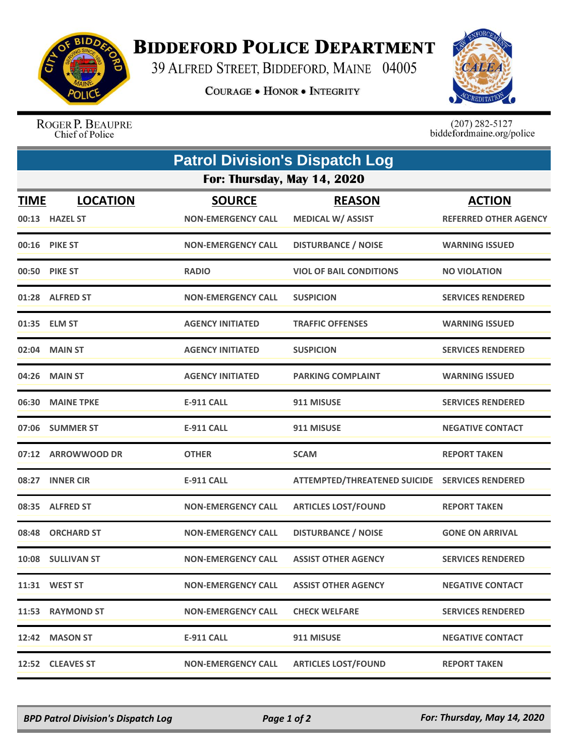# Biddeford Police Department

39 Alfred Street, Biddeford, Maine 04005

Courage • Honor • Integrity

Roger P. Beaupre
Chief of Police

(207) 282-5127
biddefordmaine.org/police

## Patrol Division's Dispatch Log

### For: Thursday, May 14, 2020

| TIME | LOCATION | SOURCE | REASON | ACTION |
|---|---|---|---|---|
| 00:13 | HAZEL ST | NON-EMERGENCY CALL | MEDICAL W/ ASSIST | REFERRED OTHER AGENCY |
| 00:16 | PIKE ST | NON-EMERGENCY CALL | DISTURBANCE / NOISE | WARNING ISSUED |
| 00:50 | PIKE ST | RADIO | VIOL OF BAIL CONDITIONS | NO VIOLATION |
| 01:28 | ALFRED ST | NON-EMERGENCY CALL | SUSPICION | SERVICES RENDERED |
| 01:35 | ELM ST | AGENCY INITIATED | TRAFFIC OFFENSES | WARNING ISSUED |
| 02:04 | MAIN ST | AGENCY INITIATED | SUSPICION | SERVICES RENDERED |
| 04:26 | MAIN ST | AGENCY INITIATED | PARKING COMPLAINT | WARNING ISSUED |
| 06:30 | MAINE TPKE | E-911 CALL | 911 MISUSE | SERVICES RENDERED |
| 07:06 | SUMMER ST | E-911 CALL | 911 MISUSE | NEGATIVE CONTACT |
| 07:12 | ARROWWOOD DR | OTHER | SCAM | REPORT TAKEN |
| 08:27 | INNER CIR | E-911 CALL | ATTEMPTED/THREATENED SUICIDE | SERVICES RENDERED |
| 08:35 | ALFRED ST | NON-EMERGENCY CALL | ARTICLES LOST/FOUND | REPORT TAKEN |
| 08:48 | ORCHARD ST | NON-EMERGENCY CALL | DISTURBANCE / NOISE | GONE ON ARRIVAL |
| 10:08 | SULLIVAN ST | NON-EMERGENCY CALL | ASSIST OTHER AGENCY | SERVICES RENDERED |
| 11:31 | WEST ST | NON-EMERGENCY CALL | ASSIST OTHER AGENCY | NEGATIVE CONTACT |
| 11:53 | RAYMOND ST | NON-EMERGENCY CALL | CHECK WELFARE | SERVICES RENDERED |
| 12:42 | MASON ST | E-911 CALL | 911 MISUSE | NEGATIVE CONTACT |
| 12:52 | CLEAVES ST | NON-EMERGENCY CALL | ARTICLES LOST/FOUND | REPORT TAKEN |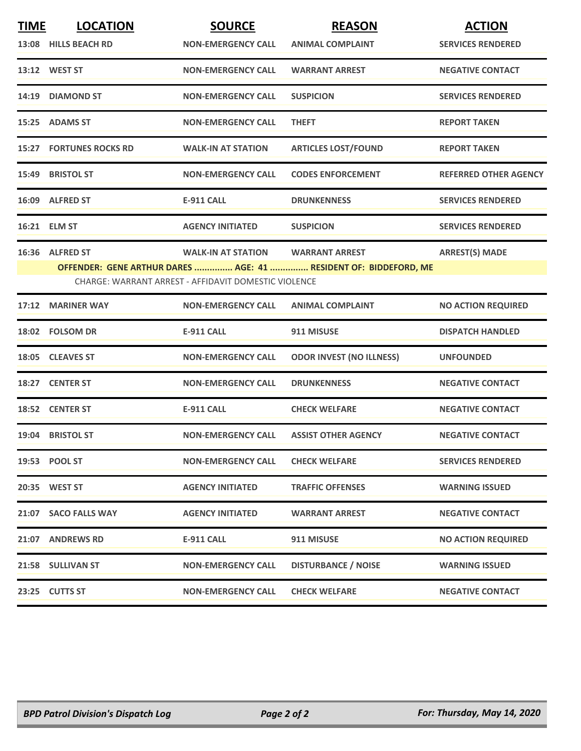| TIME | LOCATION | SOURCE | REASON | ACTION |
| --- | --- | --- | --- | --- |
| 13:08 | HILLS BEACH RD | NON-EMERGENCY CALL | ANIMAL COMPLAINT | SERVICES RENDERED |
| 13:12 | WEST ST | NON-EMERGENCY CALL | WARRANT ARREST | NEGATIVE CONTACT |
| 14:19 | DIAMOND ST | NON-EMERGENCY CALL | SUSPICION | SERVICES RENDERED |
| 15:25 | ADAMS ST | NON-EMERGENCY CALL | THEFT | REPORT TAKEN |
| 15:27 | FORTUNES ROCKS RD | WALK-IN AT STATION | ARTICLES LOST/FOUND | REPORT TAKEN |
| 15:49 | BRISTOL ST | NON-EMERGENCY CALL | CODES ENFORCEMENT | REFERRED OTHER AGENCY |
| 16:09 | ALFRED ST | E-911 CALL | DRUNKENNESS | SERVICES RENDERED |
| 16:21 | ELM ST | AGENCY INITIATED | SUSPICION | SERVICES RENDERED |
| 16:36 | ALFRED ST | WALK-IN AT STATION | WARRANT ARREST | ARREST(S) MADE |
| | OFFENDER: GENE ARTHUR DARES ............... AGE: 41 ............... RESIDENT OF: BIDDEFORD, ME | | | |
| | CHARGE: WARRANT ARREST - AFFIDAVIT DOMESTIC VIOLENCE | | | |
| 17:12 | MARINER WAY | NON-EMERGENCY CALL | ANIMAL COMPLAINT | NO ACTION REQUIRED |
| 18:02 | FOLSOM DR | E-911 CALL | 911 MISUSE | DISPATCH HANDLED |
| 18:05 | CLEAVES ST | NON-EMERGENCY CALL | ODOR INVEST (NO ILLNESS) | UNFOUNDED |
| 18:27 | CENTER ST | NON-EMERGENCY CALL | DRUNKENNESS | NEGATIVE CONTACT |
| 18:52 | CENTER ST | E-911 CALL | CHECK WELFARE | NEGATIVE CONTACT |
| 19:04 | BRISTOL ST | NON-EMERGENCY CALL | ASSIST OTHER AGENCY | NEGATIVE CONTACT |
| 19:53 | POOL ST | NON-EMERGENCY CALL | CHECK WELFARE | SERVICES RENDERED |
| 20:35 | WEST ST | AGENCY INITIATED | TRAFFIC OFFENSES | WARNING ISSUED |
| 21:07 | SACO FALLS WAY | AGENCY INITIATED | WARRANT ARREST | NEGATIVE CONTACT |
| 21:07 | ANDREWS RD | E-911 CALL | 911 MISUSE | NO ACTION REQUIRED |
| 21:58 | SULLIVAN ST | NON-EMERGENCY CALL | DISTURBANCE / NOISE | WARNING ISSUED |
| 23:25 | CUTTS ST | NON-EMERGENCY CALL | CHECK WELFARE | NEGATIVE CONTACT |